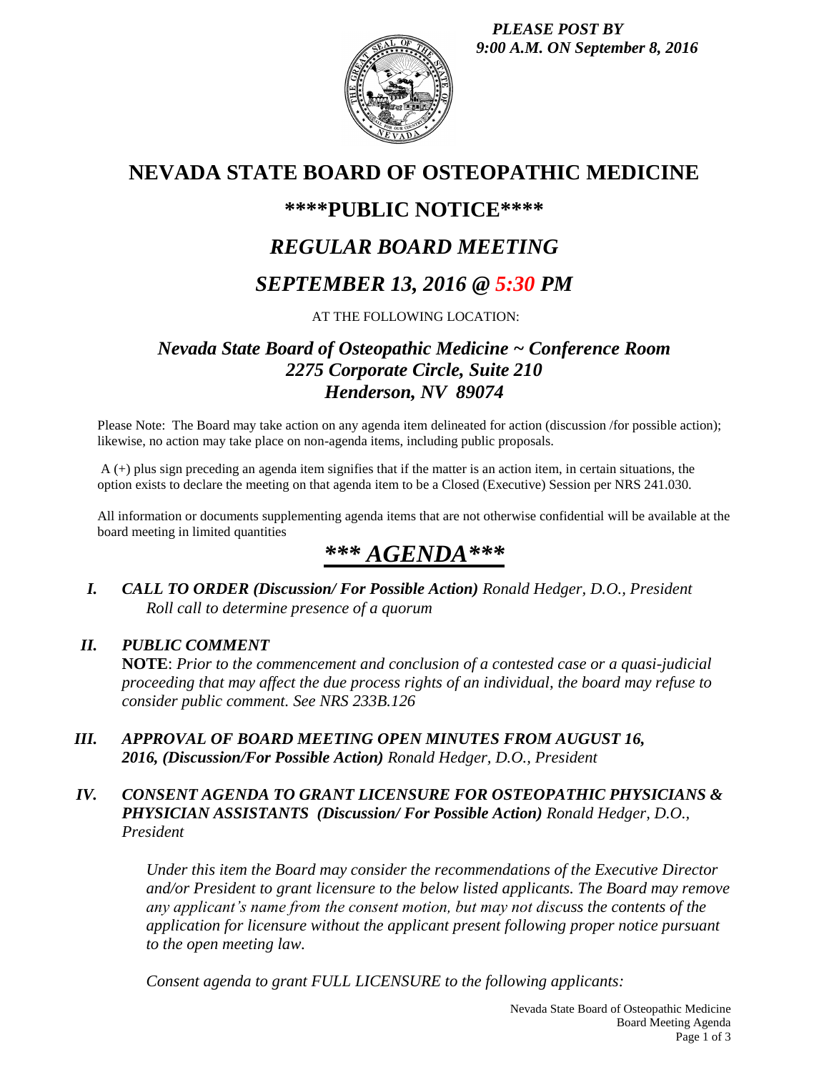*PLEASE POST BY 9:00 A.M. ON September 8, 2016*

# NEVADA STATE BOARD OF OSTEOPATHIC MEDICINE

## \*\*\*\*PUBLIC NOTICE\*\*\*\*

## *REGULAR BOARD MEETING*

## *SEPTEMBER 13, 2016 @ 5:30 PM*

AT THE FOLLOWING LOCATION:

### *Nevada State Board of Osteopathic Medicine ~ Conference Room*
### *2275 Corporate Circle, Suite 210*
### *Henderson, NV 89074*

Please Note: The Board may take action on any agenda item delineated for action (discussion /for possible action); likewise, no action may take place on non-agenda items, including public proposals.

A (+) plus sign preceding an agenda item signifies that if the matter is an action item, in certain situations, the option exists to declare the meeting on that agenda item to be a Closed (Executive) Session per NRS 241.030.

All information or documents supplementing agenda items that are not otherwise confidential will be available at the board meeting in limited quantities

## *\*\*\* AGENDA\*\*\**

**I.** ***CALL TO ORDER (Discussion/ For Possible Action)*** *Ronald Hedger, D.O., President*
*Roll call to determine presence of a quorum*

**II.** ***PUBLIC COMMENT***
**NOTE**: *Prior to the commencement and conclusion of a contested case or a quasi-judicial proceeding that may affect the due process rights of an individual, the board may refuse to consider public comment. See NRS 233B.126*

**III.** ***APPROVAL OF BOARD MEETING OPEN MINUTES FROM AUGUST 16, 2016, (Discussion/For Possible Action)*** *Ronald Hedger, D.O., President*

**IV.** ***CONSENT AGENDA TO GRANT LICENSURE FOR OSTEOPATHIC PHYSICIANS & PHYSICIAN ASSISTANTS (Discussion/ For Possible Action)*** *Ronald Hedger, D.O., President*

*Under this item the Board may consider the recommendations of the Executive Director and/or President to grant licensure to the below listed applicants. The Board may remove any applicant's name from the consent motion, but may not discuss the contents of the application for licensure without the applicant present following proper notice pursuant to the open meeting law.*

*Consent agenda to grant FULL LICENSURE to the following applicants:*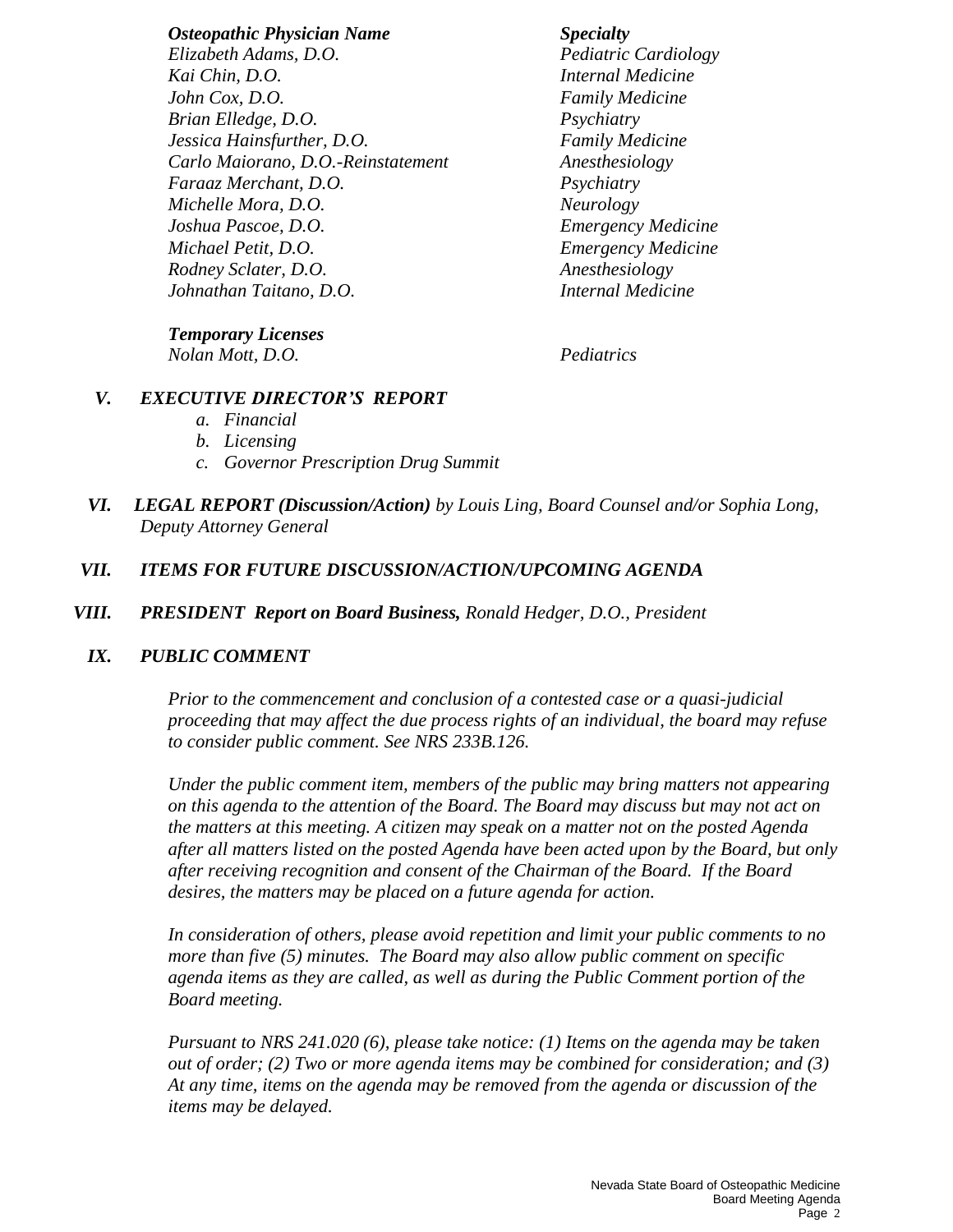| *Osteopathic Physician Name* | *Specialty* |
| --- | --- |
| *Elizabeth Adams, D.O.* | *Pediatric Cardiology* |
| *Kai Chin, D.O.* | *Internal Medicine* |
| *John Cox, D.O.* | *Family Medicine* |
| *Brian Elledge, D.O.* | *Psychiatry* |
| *Jessica Hainsfurther, D.O.* | *Family Medicine* |
| *Carlo Maiorano, D.O.-Reinstatement* | *Anesthesiology* |
| *Faraaz Merchant, D.O.* | *Psychiatry* |
| *Michelle Mora, D.O.* | *Neurology* |
| *Joshua Pascoe, D.O.* | *Emergency Medicine* |
| *Michael Petit, D.O.* | *Emergency Medicine* |
| *Rodney Sclater, D.O.* | *Anesthesiology* |
| *Johnathan Taitano, D.O.* | *Internal Medicine* |

***Temporary Licenses***

| | |
| --- | --- |
| *Nolan Mott, D.O.* | *Pediatrics* |

## ***V. EXECUTIVE DIRECTOR'S REPORT***

*a. Financial*
*b. Licensing*
*c. Governor Prescription Drug Summit*

## ***VI. LEGAL REPORT (Discussion/Action)*** *by Louis Ling, Board Counsel and/or Sophia Long, Deputy Attorney General*

## ***VII. ITEMS FOR FUTURE DISCUSSION/ACTION/UPCOMING AGENDA***

## ***VIII. PRESIDENT Report on Board Business,*** *Ronald Hedger, D.O., President*

## ***IX. PUBLIC COMMENT***

*Prior to the commencement and conclusion of a contested case or a quasi-judicial proceeding that may affect the due process rights of an individual, the board may refuse to consider public comment. See NRS 233B.126.*

*Under the public comment item, members of the public may bring matters not appearing on this agenda to the attention of the Board. The Board may discuss but may not act on the matters at this meeting. A citizen may speak on a matter not on the posted Agenda after all matters listed on the posted Agenda have been acted upon by the Board, but only after receiving recognition and consent of the Chairman of the Board. If the Board desires, the matters may be placed on a future agenda for action.*

*In consideration of others, please avoid repetition and limit your public comments to no more than five (5) minutes. The Board may also allow public comment on specific agenda items as they are called, as well as during the Public Comment portion of the Board meeting.*

*Pursuant to NRS 241.020 (6), please take notice: (1) Items on the agenda may be taken out of order; (2) Two or more agenda items may be combined for consideration; and (3) At any time, items on the agenda may be removed from the agenda or discussion of the items may be delayed.*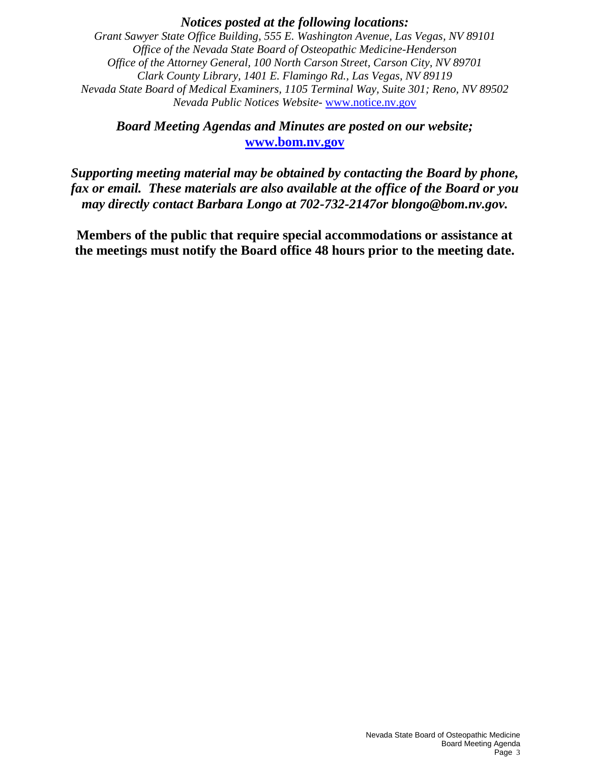***Notices posted at the following locations:***

*Grant Sawyer State Office Building, 555 E. Washington Avenue, Las Vegas, NV 89101*
*Office of the Nevada State Board of Osteopathic Medicine-Henderson*
*Office of the Attorney General, 100 North Carson Street, Carson City, NV 89701*
*Clark County Library, 1401 E. Flamingo Rd., Las Vegas, NV 89119*
*Nevada State Board of Medical Examiners, 1105 Terminal Way, Suite 301; Reno, NV 89502*
*Nevada Public Notices Website-* www.notice.nv.gov

***Board Meeting Agendas and Minutes are posted on our website;***
**www.bom.nv.gov**

***Supporting meeting material may be obtained by contacting the Board by phone, fax or email. These materials are also available at the office of the Board or you may directly contact Barbara Longo at 702-732-2147or blongo@bom.nv.gov.***

**Members of the public that require special accommodations or assistance at the meetings must notify the Board office 48 hours prior to the meeting date.**